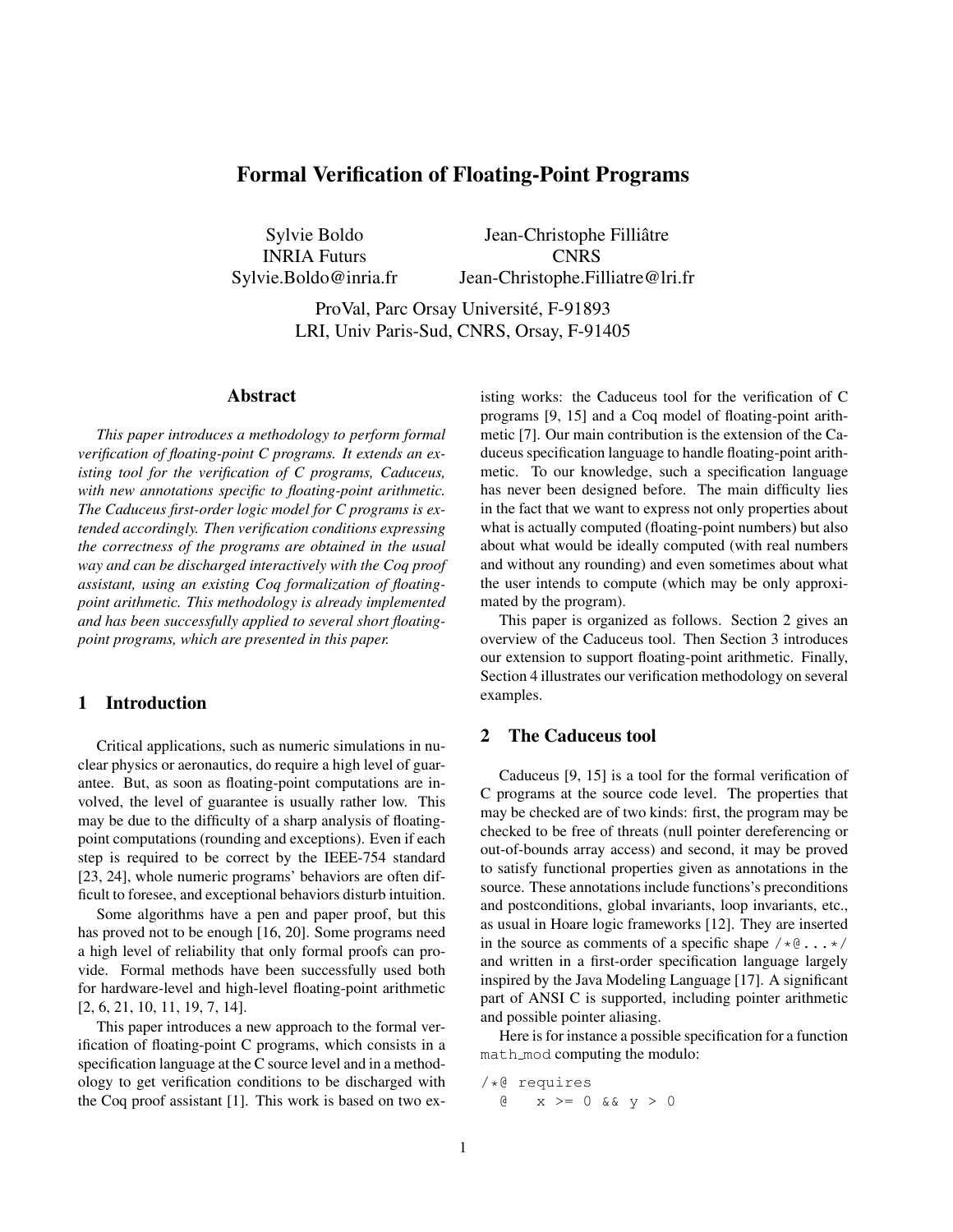# Formal Verification of Floating-Point Programs

Sylvie Boldo
INRIA Futurs
Sylvie.Boldo@inria.fr

Jean-Christophe Filliâtre
CNRS
Jean-Christophe.Filliatre@lri.fr

ProVal, Parc Orsay Université, F-91893
LRI, Univ Paris-Sud, CNRS, Orsay, F-91405

## Abstract

*This paper introduces a methodology to perform formal verification of floating-point C programs. It extends an existing tool for the verification of C programs, Caduceus, with new annotations specific to floating-point arithmetic. The Caduceus first-order logic model for C programs is extended accordingly. Then verification conditions expressing the correctness of the programs are obtained in the usual way and can be discharged interactively with the Coq proof assistant, using an existing Coq formalization of floating-point arithmetic. This methodology is already implemented and has been successfully applied to several short floating-point programs, which are presented in this paper.*

## 1 Introduction

Critical applications, such as numeric simulations in nuclear physics or aeronautics, do require a high level of guarantee. But, as soon as floating-point computations are involved, the level of guarantee is usually rather low. This may be due to the difficulty of a sharp analysis of floating-point computations (rounding and exceptions). Even if each step is required to be correct by the IEEE-754 standard [23, 24], whole numeric programs' behaviors are often difficult to foresee, and exceptional behaviors disturb intuition.

Some algorithms have a pen and paper proof, but this has proved not to be enough [16, 20]. Some programs need a high level of reliability that only formal proofs can provide. Formal methods have been successfully used both for hardware-level and high-level floating-point arithmetic [2, 6, 21, 10, 11, 19, 7, 14].

This paper introduces a new approach to the formal verification of floating-point C programs, which consists in a specification language at the C source level and in a methodology to get verification conditions to be discharged with the Coq proof assistant [1]. This work is based on two existing works: the Caduceus tool for the verification of C programs [9, 15] and a Coq model of floating-point arithmetic [7]. Our main contribution is the extension of the Caduceus specification language to handle floating-point arithmetic. To our knowledge, such a specification language has never been designed before. The main difficulty lies in the fact that we want to express not only properties about what is actually computed (floating-point numbers) but also about what would be ideally computed (with real numbers and without any rounding) and even sometimes about what the user intends to compute (which may be only approximated by the program).

This paper is organized as follows. Section 2 gives an overview of the Caduceus tool. Then Section 3 introduces our extension to support floating-point arithmetic. Finally, Section 4 illustrates our verification methodology on several examples.

## 2 The Caduceus tool

Caduceus [9, 15] is a tool for the formal verification of C programs at the source code level. The properties that may be checked are of two kinds: first, the program may be checked to be free of threats (null pointer dereferencing or out-of-bounds array access) and second, it may be proved to satisfy functional properties given as annotations in the source. These annotations include functions's preconditions and postconditions, global invariants, loop invariants, etc., as usual in Hoare logic frameworks [12]. They are inserted in the source as comments of a specific shape `/*@ ... */` and written in a first-order specification language largely inspired by the Java Modeling Language [17]. A significant part of ANSI C is supported, including pointer arithmetic and possible pointer aliasing.

Here is for instance a possible specification for a function `math_mod` computing the modulo:

```
/*@ requires
  @   x >= 0 && y > 0
```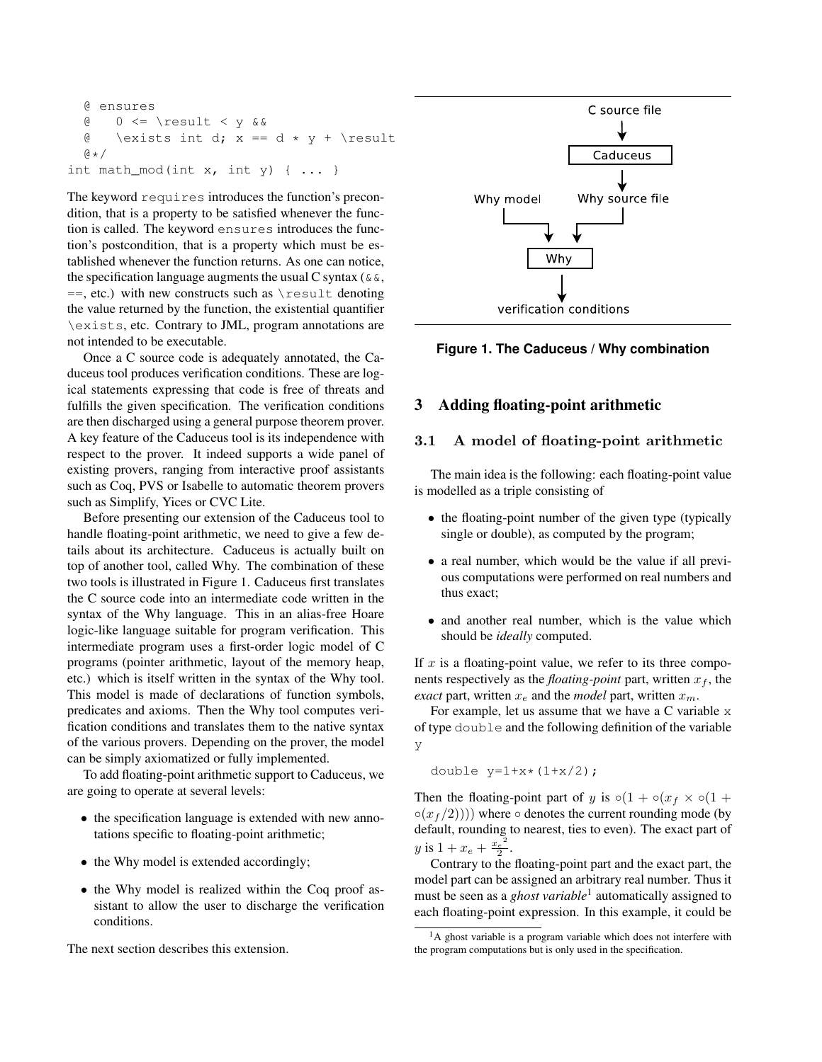```
  @ ensures
  @   0 <= \result < y &&
  @   \exists int d; x == d * y + \result
  @*/
int math_mod(int x, int y) { ... }
```

The keyword requires introduces the function's precondition, that is a property to be satisfied whenever the function is called. The keyword ensures introduces the function's postcondition, that is a property which must be established whenever the function returns. As one can notice, the specification language augments the usual C syntax (&&, ==, etc.) with new constructs such as \result denoting the value returned by the function, the existential quantifier \exists, etc. Contrary to JML, program annotations are not intended to be executable.

Once a C source code is adequately annotated, the Caduceus tool produces verification conditions. These are logical statements expressing that code is free of threats and fulfills the given specification. The verification conditions are then discharged using a general purpose theorem prover. A key feature of the Caduceus tool is its independence with respect to the prover. It indeed supports a wide panel of existing provers, ranging from interactive proof assistants such as Coq, PVS or Isabelle to automatic theorem provers such as Simplify, Yices or CVC Lite.

Before presenting our extension of the Caduceus tool to handle floating-point arithmetic, we need to give a few details about its architecture. Caduceus is actually built on top of another tool, called Why. The combination of these two tools is illustrated in Figure 1. Caduceus first translates the C source code into an intermediate code written in the syntax of the Why language. This in an alias-free Hoare logic-like language suitable for program verification. This intermediate program uses a first-order logic model of C programs (pointer arithmetic, layout of the memory heap, etc.) which is itself written in the syntax of the Why tool. This model is made of declarations of function symbols, predicates and axioms. Then the Why tool computes verification conditions and translates them to the native syntax of the various provers. Depending on the prover, the model can be simply axiomatized or fully implemented.

To add floating-point arithmetic support to Caduceus, we are going to operate at several levels:

- the specification language is extended with new annotations specific to floating-point arithmetic;
- the Why model is extended accordingly;
- the Why model is realized within the Coq proof assistant to allow the user to discharge the verification conditions.

The next section describes this extension.

C source file

Caduceus

Why model

Why source file

Why

verification conditions

**Figure 1. The Caduceus / Why combination**

## 3 Adding floating-point arithmetic

### 3.1 A model of floating-point arithmetic

The main idea is the following: each floating-point value is modelled as a triple consisting of

- the floating-point number of the given type (typically single or double), as computed by the program;
- a real number, which would be the value if all previous computations were performed on real numbers and thus exact;
- and another real number, which is the value which should be *ideally* computed.

If $x$ is a floating-point value, we refer to its three components respectively as the *floating-point* part, written $x_f$, the *exact* part, written $x_e$ and the *model* part, written $x_m$.

For example, let us assume that we have a C variable x of type double and the following definition of the variable y

```
double y=1+x*(1+x/2);
```

Then the floating-point part of $y$ is $\circ(1 + \circ(x_f \times \circ(1 + \circ(x_f/2))))$ where $\circ$ denotes the current rounding mode (by default, rounding to nearest, ties to even). The exact part of $y$ is $1 + x_e + \frac{{x_e}^2}{2}$.

Contrary to the floating-point part and the exact part, the model part can be assigned an arbitrary real number. Thus it must be seen as a *ghost variable*[1] automatically assigned to each floating-point expression. In this example, it could be

[1] A ghost variable is a program variable which does not interfere with the program computations but is only used in the specification.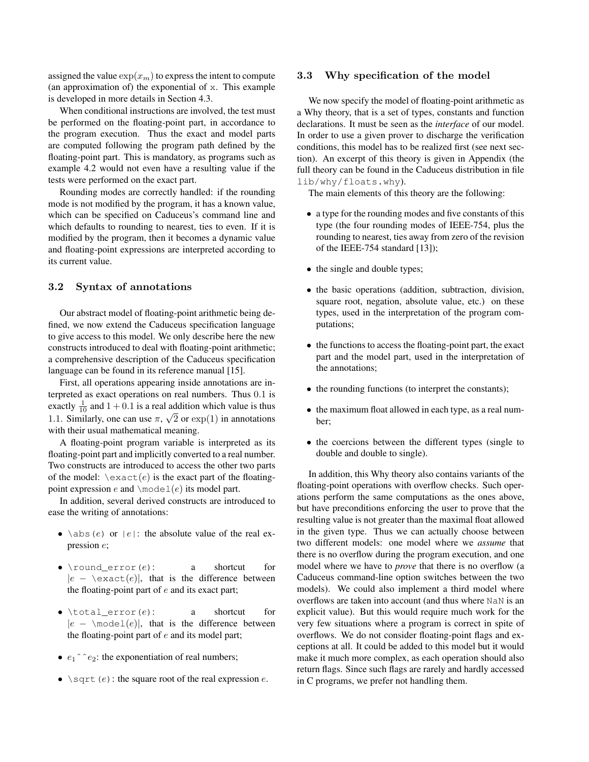assigned the value $\exp(x_m)$ to express the intent to compute (an approximation of) the exponential of x. This example is developed in more details in Section 4.3.

When conditional instructions are involved, the test must be performed on the floating-point part, in accordance to the program execution. Thus the exact and model parts are computed following the program path defined by the floating-point part. This is mandatory, as programs such as example 4.2 would not even have a resulting value if the tests were performed on the exact part.

Rounding modes are correctly handled: if the rounding mode is not modified by the program, it has a known value, which can be specified on Caduceus's command line and which defaults to rounding to nearest, ties to even. If it is modified by the program, then it becomes a dynamic value and floating-point expressions are interpreted according to its current value.

### 3.2 Syntax of annotations

Our abstract model of floating-point arithmetic being defined, we now extend the Caduceus specification language to give access to this model. We only describe here the new constructs introduced to deal with floating-point arithmetic; a comprehensive description of the Caduceus specification language can be found in its reference manual [15].

First, all operations appearing inside annotations are interpreted as exact operations on real numbers. Thus $0.1$ is exactly $\frac{1}{10}$ and $1 + 0.1$ is a real addition which value is thus $1.1$. Similarly, one can use $\pi$, $\sqrt{2}$ or $\exp(1)$ in annotations with their usual mathematical meaning.

A floating-point program variable is interpreted as its floating-point part and implicitly converted to a real number. Two constructs are introduced to access the other two parts of the model: \exact($e$) is the exact part of the floating-point expression $e$ and \model($e$) its model part.

In addition, several derived constructs are introduced to ease the writing of annotations:

- \abs($e$) or |$e$|: the absolute value of the real expression $e$;
- \round_error($e$): a shortcut for $|e$ − \exact($e$)$|$, that is the difference between the floating-point part of $e$ and its exact part;
- \total_error($e$): a shortcut for $|e$ − \model($e$)$|$, that is the difference between the floating-point part of $e$ and its model part;
- $e_1$^^$e_2$: the exponentiation of real numbers;
- \sqrt($e$): the square root of the real expression $e$.

### 3.3 Why specification of the model

We now specify the model of floating-point arithmetic as a Why theory, that is a set of types, constants and function declarations. It must be seen as the *interface* of our model. In order to use a given prover to discharge the verification conditions, this model has to be realized first (see next section). An excerpt of this theory is given in Appendix (the full theory can be found in the Caduceus distribution in file lib/why/floats.why).

The main elements of this theory are the following:

- a type for the rounding modes and five constants of this type (the four rounding modes of IEEE-754, plus the rounding to nearest, ties away from zero of the revision of the IEEE-754 standard [13]);
- the single and double types;
- the basic operations (addition, subtraction, division, square root, negation, absolute value, etc.) on these types, used in the interpretation of the program computations;
- the functions to access the floating-point part, the exact part and the model part, used in the interpretation of the annotations;
- the rounding functions (to interpret the constants);
- the maximum float allowed in each type, as a real number;
- the coercions between the different types (single to double and double to single).

In addition, this Why theory also contains variants of the floating-point operations with overflow checks. Such operations perform the same computations as the ones above, but have preconditions enforcing the user to prove that the resulting value is not greater than the maximal float allowed in the given type. Thus we can actually choose between two different models: one model where we *assume* that there is no overflow during the program execution, and one model where we have to *prove* that there is no overflow (a Caduceus command-line option switches between the two models). We could also implement a third model where overflows are taken into account (and thus where NaN is an explicit value). But this would require much work for the very few situations where a program is correct in spite of overflows. We do not consider floating-point flags and exceptions at all. It could be added to this model but it would make it much more complex, as each operation should also return flags. Since such flags are rarely and hardly accessed in C programs, we prefer not handling them.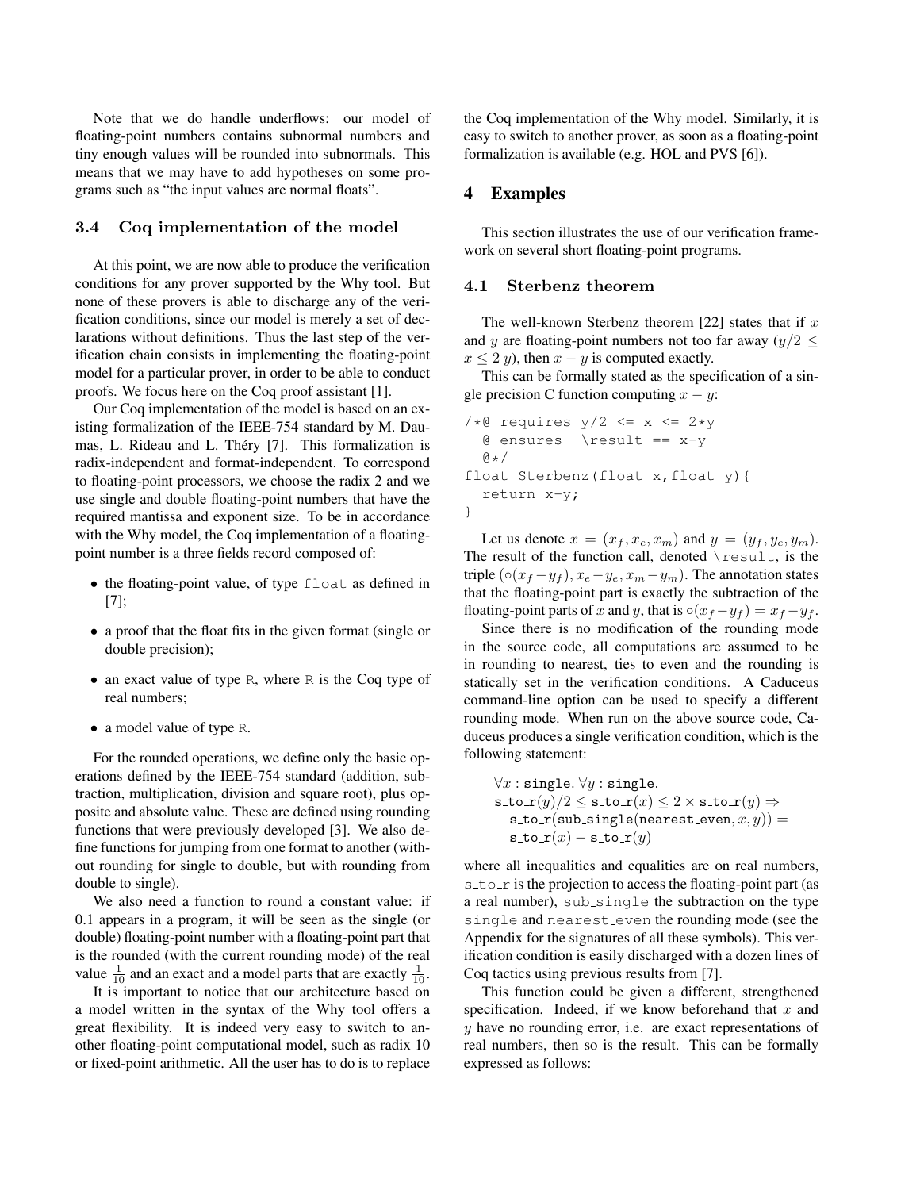Note that we do handle underflows: our model of floating-point numbers contains subnormal numbers and tiny enough values will be rounded into subnormals. This means that we may have to add hypotheses on some programs such as "the input values are normal floats".

### 3.4 Coq implementation of the model

At this point, we are now able to produce the verification conditions for any prover supported by the Why tool. But none of these provers is able to discharge any of the verification conditions, since our model is merely a set of declarations without definitions. Thus the last step of the verification chain consists in implementing the floating-point model for a particular prover, in order to be able to conduct proofs. We focus here on the Coq proof assistant [1].

Our Coq implementation of the model is based on an existing formalization of the IEEE-754 standard by M. Daumas, L. Rideau and L. Théry [7]. This formalization is radix-independent and format-independent. To correspond to floating-point processors, we choose the radix 2 and we use single and double floating-point numbers that have the required mantissa and exponent size. To be in accordance with the Why model, the Coq implementation of a floating-point number is a three fields record composed of:

- the floating-point value, of type `float` as defined in [7];
- a proof that the float fits in the given format (single or double precision);
- an exact value of type `R`, where `R` is the Coq type of real numbers;
- a model value of type `R`.

For the rounded operations, we define only the basic operations defined by the IEEE-754 standard (addition, subtraction, multiplication, division and square root), plus opposite and absolute value. These are defined using rounding functions that were previously developed [3]. We also define functions for jumping from one format to another (without rounding for single to double, but with rounding from double to single).

We also need a function to round a constant value: if 0.1 appears in a program, it will be seen as the single (or double) floating-point number with a floating-point part that is the rounded (with the current rounding mode) of the real value $\frac{1}{10}$ and an exact and a model parts that are exactly $\frac{1}{10}$.

It is important to notice that our architecture based on a model written in the syntax of the Why tool offers a great flexibility. It is indeed very easy to switch to another floating-point computational model, such as radix 10 or fixed-point arithmetic. All the user has to do is to replace the Coq implementation of the Why model. Similarly, it is easy to switch to another prover, as soon as a floating-point formalization is available (e.g. HOL and PVS [6]).

## 4 Examples

This section illustrates the use of our verification framework on several short floating-point programs.

### 4.1 Sterbenz theorem

The well-known Sterbenz theorem [22] states that if $x$ and $y$ are floating-point numbers not too far away ($y/2 \leq x \leq 2\,y$), then $x - y$ is computed exactly.

This can be formally stated as the specification of a single precision C function computing $x - y$:

```
/*@ requires y/2 <= x <= 2*y
  @ ensures  \result == x-y
  @*/
float Sterbenz(float x,float y){
  return x-y;
}
```

Let us denote $x = (x_f, x_e, x_m)$ and $y = (y_f, y_e, y_m)$. The result of the function call, denoted `\result`, is the triple $(\circ(x_f - y_f), x_e - y_e, x_m - y_m)$. The annotation states that the floating-point part is exactly the subtraction of the floating-point parts of $x$ and $y$, that is $\circ(x_f - y_f) = x_f - y_f$.

Since there is no modification of the rounding mode in the source code, all computations are assumed to be in rounding to nearest, ties to even and the rounding is statically set in the verification conditions. A Caduceus command-line option can be used to specify a different rounding mode. When run on the above source code, Caduceus produces a single verification condition, which is the following statement:

$$
\begin{aligned}
&\forall x : \mathtt{single}.\ \forall y : \mathtt{single}.\\
&\mathtt{s\_to\_r}(y)/2 \leq \mathtt{s\_to\_r}(x) \leq 2 \times \mathtt{s\_to\_r}(y) \Rightarrow\\
&\quad \mathtt{s\_to\_r}(\mathtt{sub\_single}(\mathtt{nearest\_even}, x, y)) =\\
&\quad \mathtt{s\_to\_r}(x) - \mathtt{s\_to\_r}(y)
\end{aligned}
$$

where all inequalities and equalities are on real numbers, `s_to_r` is the projection to access the floating-point part (as a real number), `sub_single` the subtraction on the type `single` and `nearest_even` the rounding mode (see the Appendix for the signatures of all these symbols). This verification condition is easily discharged with a dozen lines of Coq tactics using previous results from [7].

This function could be given a different, strengthened specification. Indeed, if we know beforehand that $x$ and $y$ have no rounding error, i.e. are exact representations of real numbers, then so is the result. This can be formally expressed as follows: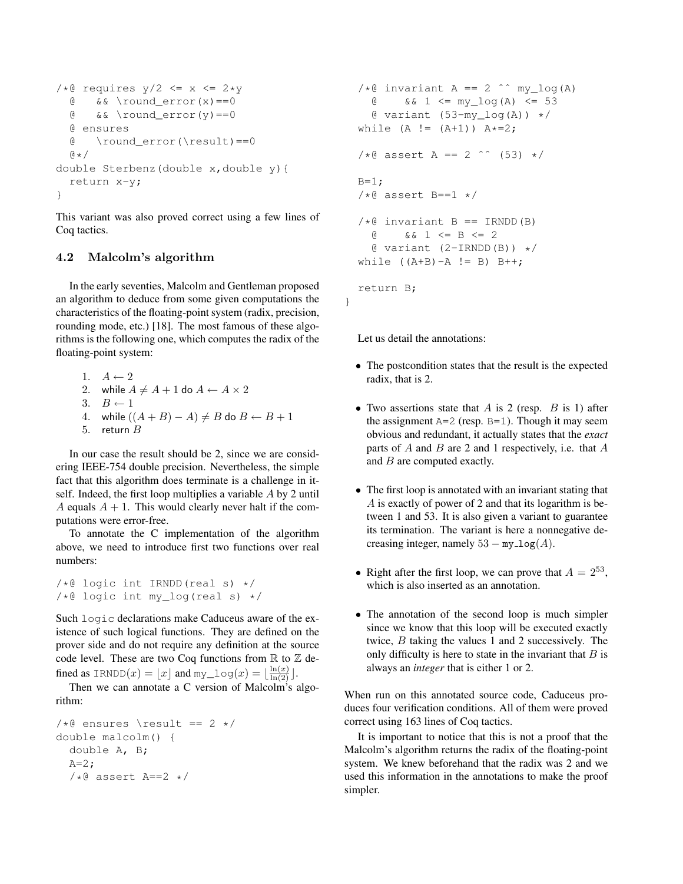```
/*@ requires y/2 <= x <= 2*y
  @    && \round_error(x)==0
  @    && \round_error(y)==0
  @ ensures
  @    \round_error(\result)==0
  @*/
double Sterbenz(double x,double y){
  return x-y;
}
```

This variant was also proved correct using a few lines of Coq tactics.

### 4.2 Malcolm's algorithm

In the early seventies, Malcolm and Gentleman proposed an algorithm to deduce from some given computations the characteristics of the floating-point system (radix, precision, rounding mode, etc.) [18]. The most famous of these algorithms is the following one, which computes the radix of the floating-point system:

1. $A \leftarrow 2$
2. while $A \neq A + 1$ do $A \leftarrow A \times 2$
3. $B \leftarrow 1$
4. while $((A + B) - A) \neq B$ do $B \leftarrow B + 1$
5. return $B$

In our case the result should be 2, since we are considering IEEE-754 double precision. Nevertheless, the simple fact that this algorithm does terminate is a challenge in itself. Indeed, the first loop multiplies a variable $A$ by 2 until $A$ equals $A + 1$. This would clearly never halt if the computations were error-free.

To annotate the C implementation of the algorithm above, we need to introduce first two functions over real numbers:

```
/*@ logic int IRNDD(real s) */
/*@ logic int my_log(real s) */
```

Such `logic` declarations make Caduceus aware of the existence of such logical functions. They are defined on the prover side and do not require any definition at the source code level. These are two Coq functions from $\mathbb{R}$ to $\mathbb{Z}$ defined as $\texttt{IRNDD}(x) = \lfloor x \rfloor$ and $\texttt{my\_log}(x) = \lfloor \frac{\ln(x)}{\ln(2)} \rfloor$.

Then we can annotate a C version of Malcolm's algorithm:

```
/*@ ensures \result == 2 */
double malcolm() {
  double A, B;
  A=2;
  /*@ assert A==2 */

  /*@ invariant A == 2 ^^ my_log(A)
    @     && 1 <= my_log(A) <= 53
    @ variant (53-my_log(A)) */
  while (A != (A+1)) A*=2;

  /*@ assert A == 2 ^^ (53) */

  B=1;
  /*@ assert B==1 */

  /*@ invariant B == IRNDD(B)
    @     && 1 <= B <= 2
    @ variant (2-IRNDD(B)) */
  while ((A+B)-A != B) B++;

  return B;
}
```

Let us detail the annotations:

- The postcondition states that the result is the expected radix, that is 2.
- Two assertions state that $A$ is 2 (resp. $B$ is 1) after the assignment `A=2` (resp. `B=1`). Though it may seem obvious and redundant, it actually states that the *exact* parts of $A$ and $B$ are 2 and 1 respectively, i.e. that $A$ and $B$ are computed exactly.
- The first loop is annotated with an invariant stating that $A$ is exactly of power of 2 and that its logarithm is between 1 and 53. It is also given a variant to guarantee its termination. The variant is here a nonnegative decreasing integer, namely $53 - \texttt{my\_log}(A)$.
- Right after the first loop, we can prove that $A = 2^{53}$, which is also inserted as an annotation.
- The annotation of the second loop is much simpler since we know that this loop will be executed exactly twice, $B$ taking the values 1 and 2 successively. The only difficulty is here to state in the invariant that $B$ is always an *integer* that is either 1 or 2.

When run on this annotated source code, Caduceus produces four verification conditions. All of them were proved correct using 163 lines of Coq tactics.

It is important to notice that this is not a proof that the Malcolm's algorithm returns the radix of the floating-point system. We knew beforehand that the radix was 2 and we used this information in the annotations to make the proof simpler.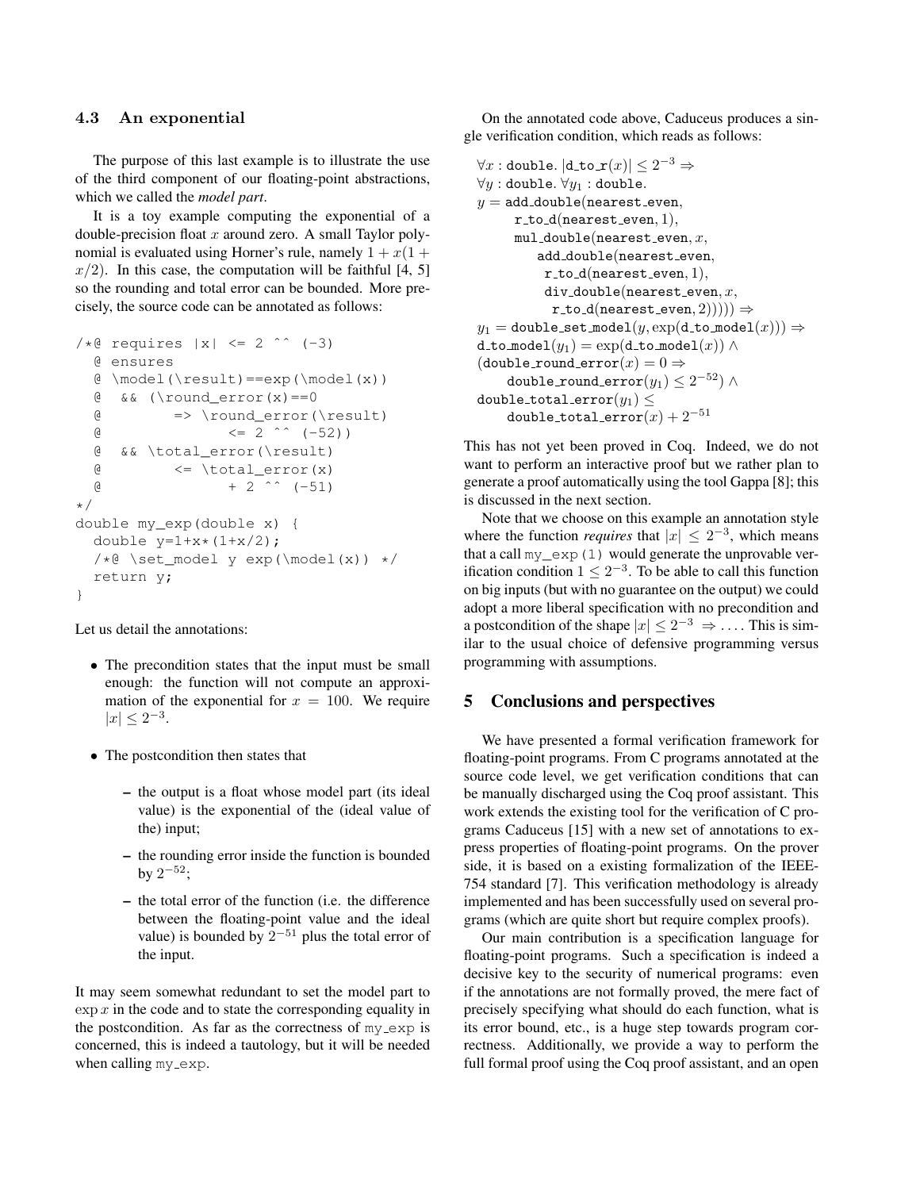### 4.3 An exponential

The purpose of this last example is to illustrate the use of the third component of our floating-point abstractions, which we called the *model part*.

It is a toy example computing the exponential of a double-precision float $x$ around zero. A small Taylor polynomial is evaluated using Horner's rule, namely $1 + x(1 + x/2)$. In this case, the computation will be faithful [4, 5] so the rounding and total error can be bounded. More precisely, the source code can be annotated as follows:

```
/*@ requires |x| <= 2 ^^ (-3)
  @ ensures
  @ \model(\result)==exp(\model(x))
  @  && (\round_error(x)==0
  @        => \round_error(\result)
  @              <= 2 ^^ (-52))
  @  && \total_error(\result)
  @        <= \total_error(x)
  @              + 2 ^^ (-51)
*/
double my_exp(double x) {
  double y=1+x*(1+x/2);
  /*@ \set_model y exp(\model(x)) */
  return y;
}
```

Let us detail the annotations:

- The precondition states that the input must be small enough: the function will not compute an approximation of the exponential for $x = 100$. We require $|x| \leq 2^{-3}$.
- The postcondition then states that
  - the output is a float whose model part (its ideal value) is the exponential of the (ideal value of the) input;
  - the rounding error inside the function is bounded by $2^{-52}$;
  - the total error of the function (i.e. the difference between the floating-point value and the ideal value) is bounded by $2^{-51}$ plus the total error of the input.

It may seem somewhat redundant to set the model part to $\exp x$ in the code and to state the corresponding equality in the postcondition. As far as the correctness of my_exp is concerned, this is indeed a tautology, but it will be needed when calling my_exp.

On the annotated code above, Caduceus produces a single verification condition, which reads as follows:

$$
\begin{array}{l}
\forall x : \mathtt{double}.\ |\mathtt{d\_to\_r}(x)| \leq 2^{-3} \Rightarrow \\
\forall y : \mathtt{double}.\ \forall y_1 : \mathtt{double}. \\
y = \mathtt{add\_double}(\mathtt{nearest\_even}, \\
\quad \mathtt{r\_to\_d}(\mathtt{nearest\_even}, 1), \\
\quad \mathtt{mul\_double}(\mathtt{nearest\_even}, x, \\
\quad\quad \mathtt{add\_double}(\mathtt{nearest\_even}, \\
\quad\quad\quad \mathtt{r\_to\_d}(\mathtt{nearest\_even}, 1), \\
\quad\quad\quad \mathtt{div\_double}(\mathtt{nearest\_even}, x, \\
\quad\quad\quad\quad \mathtt{r\_to\_d}(\mathtt{nearest\_even}, 2))))) \Rightarrow \\
y_1 = \mathtt{double\_set\_model}(y, \exp(\mathtt{d\_to\_model}(x))) \Rightarrow \\
\mathtt{d\_to\_model}(y_1) = \exp(\mathtt{d\_to\_model}(x)) \wedge \\
(\mathtt{double\_round\_error}(x) = 0 \Rightarrow \\
\quad \mathtt{double\_round\_error}(y_1) \leq 2^{-52}) \wedge \\
\mathtt{double\_total\_error}(y_1) \leq \\
\quad \mathtt{double\_total\_error}(x) + 2^{-51}
\end{array}
$$

This has not yet been proved in Coq. Indeed, we do not want to perform an interactive proof but we rather plan to generate a proof automatically using the tool Gappa [8]; this is discussed in the next section.

Note that we choose on this example an annotation style where the function *requires* that $|x| \leq 2^{-3}$, which means that a call my_exp(1) would generate the unprovable verification condition $1 \leq 2^{-3}$. To be able to call this function on big inputs (but with no guarantee on the output) we could adopt a more liberal specification with no precondition and a postcondition of the shape $|x| \leq 2^{-3} \Rightarrow \ldots$. This is similar to the usual choice of defensive programming versus programming with assumptions.

## 5 Conclusions and perspectives

We have presented a formal verification framework for floating-point programs. From C programs annotated at the source code level, we get verification conditions that can be manually discharged using the Coq proof assistant. This work extends the existing tool for the verification of C programs Caduceus [15] with a new set of annotations to express properties of floating-point programs. On the prover side, it is based on a existing formalization of the IEEE-754 standard [7]. This verification methodology is already implemented and has been successfully used on several programs (which are quite short but require complex proofs).

Our main contribution is a specification language for floating-point programs. Such a specification is indeed a decisive key to the security of numerical programs: even if the annotations are not formally proved, the mere fact of precisely specifying what should do each function, what is its error bound, etc., is a huge step towards program correctness. Additionally, we provide a way to perform the full formal proof using the Coq proof assistant, and an open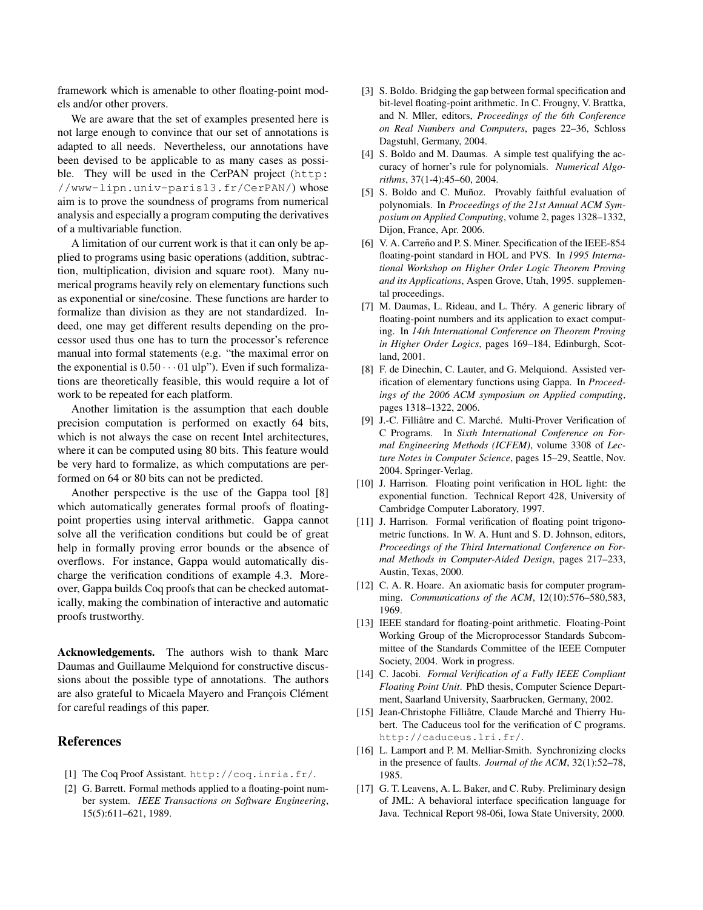framework which is amenable to other floating-point models and/or other provers.

We are aware that the set of examples presented here is not large enough to convince that our set of annotations is adapted to all needs. Nevertheless, our annotations have been devised to be applicable to as many cases as possible. They will be used in the CerPAN project (http://www-lipn.univ-paris13.fr/CerPAN/) whose aim is to prove the soundness of programs from numerical analysis and especially a program computing the derivatives of a multivariable function.

A limitation of our current work is that it can only be applied to programs using basic operations (addition, subtraction, multiplication, division and square root). Many numerical programs heavily rely on elementary functions such as exponential or sine/cosine. These functions are harder to formalize than division as they are not standardized. Indeed, one may get different results depending on the processor used thus one has to turn the processor's reference manual into formal statements (e.g. "the maximal error on the exponential is $0.50\cdots01$ ulp"). Even if such formalizations are theoretically feasible, this would require a lot of work to be repeated for each platform.

Another limitation is the assumption that each double precision computation is performed on exactly 64 bits, which is not always the case on recent Intel architectures, where it can be computed using 80 bits. This feature would be very hard to formalize, as which computations are performed on 64 or 80 bits can not be predicted.

Another perspective is the use of the Gappa tool [8] which automatically generates formal proofs of floating-point properties using interval arithmetic. Gappa cannot solve all the verification conditions but could be of great help in formally proving error bounds or the absence of overflows. For instance, Gappa would automatically discharge the verification conditions of example 4.3. Moreover, Gappa builds Coq proofs that can be checked automatically, making the combination of interactive and automatic proofs trustworthy.

**Acknowledgements.** The authors wish to thank Marc Daumas and Guillaume Melquiond for constructive discussions about the possible type of annotations. The authors are also grateful to Micaela Mayero and François Clément for careful readings of this paper.

## References

[1] The Coq Proof Assistant. http://coq.inria.fr/.

[2] G. Barrett. Formal methods applied to a floating-point number system. *IEEE Transactions on Software Engineering*, 15(5):611–621, 1989.

[3] S. Boldo. Bridging the gap between formal specification and bit-level floating-point arithmetic. In C. Frougny, V. Brattka, and N. Mller, editors, *Proceedings of the 6th Conference on Real Numbers and Computers*, pages 22–36, Schloss Dagstuhl, Germany, 2004.

[4] S. Boldo and M. Daumas. A simple test qualifying the accuracy of horner's rule for polynomials. *Numerical Algorithms*, 37(1-4):45–60, 2004.

[5] S. Boldo and C. Muñoz. Provably faithful evaluation of polynomials. In *Proceedings of the 21st Annual ACM Symposium on Applied Computing*, volume 2, pages 1328–1332, Dijon, France, Apr. 2006.

[6] V. A. Carreño and P. S. Miner. Specification of the IEEE-854 floating-point standard in HOL and PVS. In *1995 International Workshop on Higher Order Logic Theorem Proving and its Applications*, Aspen Grove, Utah, 1995. supplemental proceedings.

[7] M. Daumas, L. Rideau, and L. Théry. A generic library of floating-point numbers and its application to exact computing. In *14th International Conference on Theorem Proving in Higher Order Logics*, pages 169–184, Edinburgh, Scotland, 2001.

[8] F. de Dinechin, C. Lauter, and G. Melquiond. Assisted verification of elementary functions using Gappa. In *Proceedings of the 2006 ACM symposium on Applied computing*, pages 1318–1322, 2006.

[9] J.-C. Filliâtre and C. Marché. Multi-Prover Verification of C Programs. In *Sixth International Conference on Formal Engineering Methods (ICFEM)*, volume 3308 of *Lecture Notes in Computer Science*, pages 15–29, Seattle, Nov. 2004. Springer-Verlag.

[10] J. Harrison. Floating point verification in HOL light: the exponential function. Technical Report 428, University of Cambridge Computer Laboratory, 1997.

[11] J. Harrison. Formal verification of floating point trigonometric functions. In W. A. Hunt and S. D. Johnson, editors, *Proceedings of the Third International Conference on Formal Methods in Computer-Aided Design*, pages 217–233, Austin, Texas, 2000.

[12] C. A. R. Hoare. An axiomatic basis for computer programming. *Communications of the ACM*, 12(10):576–580,583, 1969.

[13] IEEE standard for floating-point arithmetic. Floating-Point Working Group of the Microprocessor Standards Subcommittee of the Standards Committee of the IEEE Computer Society, 2004. Work in progress.

[14] C. Jacobi. *Formal Verification of a Fully IEEE Compliant Floating Point Unit*. PhD thesis, Computer Science Department, Saarland University, Saarbrucken, Germany, 2002.

[15] Jean-Christophe Filliâtre, Claude Marché and Thierry Hubert. The Caduceus tool for the verification of C programs. http://caduceus.lri.fr/.

[16] L. Lamport and P. M. Melliar-Smith. Synchronizing clocks in the presence of faults. *Journal of the ACM*, 32(1):52–78, 1985.

[17] G. T. Leavens, A. L. Baker, and C. Ruby. Preliminary design of JML: A behavioral interface specification language for Java. Technical Report 98-06i, Iowa State University, 2000.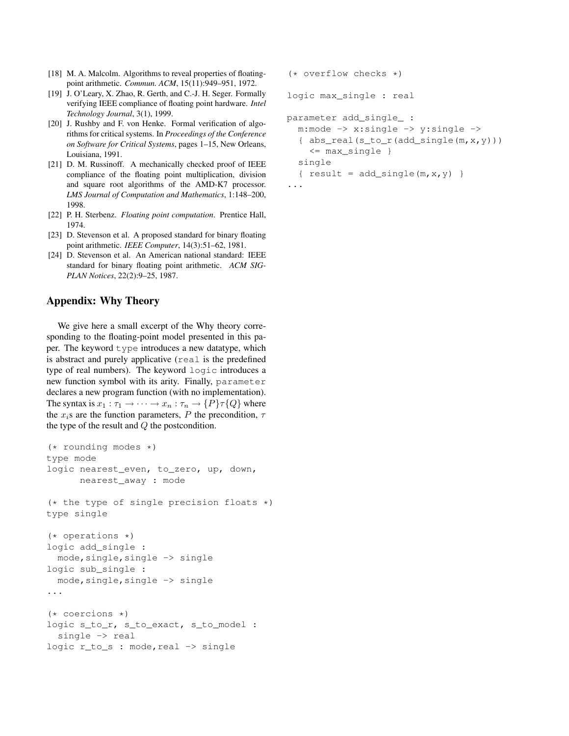[18] M. A. Malcolm. Algorithms to reveal properties of floating-point arithmetic. *Commun. ACM*, 15(11):949–951, 1972.

[19] J. O'Leary, X. Zhao, R. Gerth, and C.-J. H. Seger. Formally verifying IEEE compliance of floating point hardware. *Intel Technology Journal*, 3(1), 1999.

[20] J. Rushby and F. von Henke. Formal verification of algorithms for critical systems. In *Proceedings of the Conference on Software for Critical Systems*, pages 1–15, New Orleans, Louisiana, 1991.

[21] D. M. Russinoff. A mechanically checked proof of IEEE compliance of the floating point multiplication, division and square root algorithms of the AMD-K7 processor. *LMS Journal of Computation and Mathematics*, 1:148–200, 1998.

[22] P. H. Sterbenz. *Floating point computation*. Prentice Hall, 1974.

[23] D. Stevenson et al. A proposed standard for binary floating point arithmetic. *IEEE Computer*, 14(3):51–62, 1981.

[24] D. Stevenson et al. An American national standard: IEEE standard for binary floating point arithmetic. *ACM SIGPLAN Notices*, 22(2):9–25, 1987.

## Appendix: Why Theory

We give here a small excerpt of the Why theory corresponding to the floating-point model presented in this paper. The keyword `type` introduces a new datatype, which is abstract and purely applicative (`real` is the predefined type of real numbers). The keyword `logic` introduces a new function symbol with its arity. Finally, `parameter` declares a new program function (with no implementation). The syntax is $x_1 : \tau_1 \to \cdots \to x_n : \tau_n \to \{P\}\tau\{Q\}$ where the $x_i$s are the function parameters, $P$ the precondition, $\tau$ the type of the result and $Q$ the postcondition.

```
(* rounding modes *)
type mode
logic nearest_even, to_zero, up, down,
      nearest_away : mode

(* the type of single precision floats *)
type single

(* operations *)
logic add_single :
  mode,single,single -> single
logic sub_single :
  mode,single,single -> single
...

(* coercions *)
logic s_to_r, s_to_exact, s_to_model :
  single -> real
logic r_to_s : mode,real -> single

(* overflow checks *)

logic max_single : real

parameter add_single_ :
  m:mode -> x:single -> y:single ->
  { abs_real(s_to_r(add_single(m,x,y)))
    <= max_single }
  single
  { result = add_single(m,x,y) }
...
```